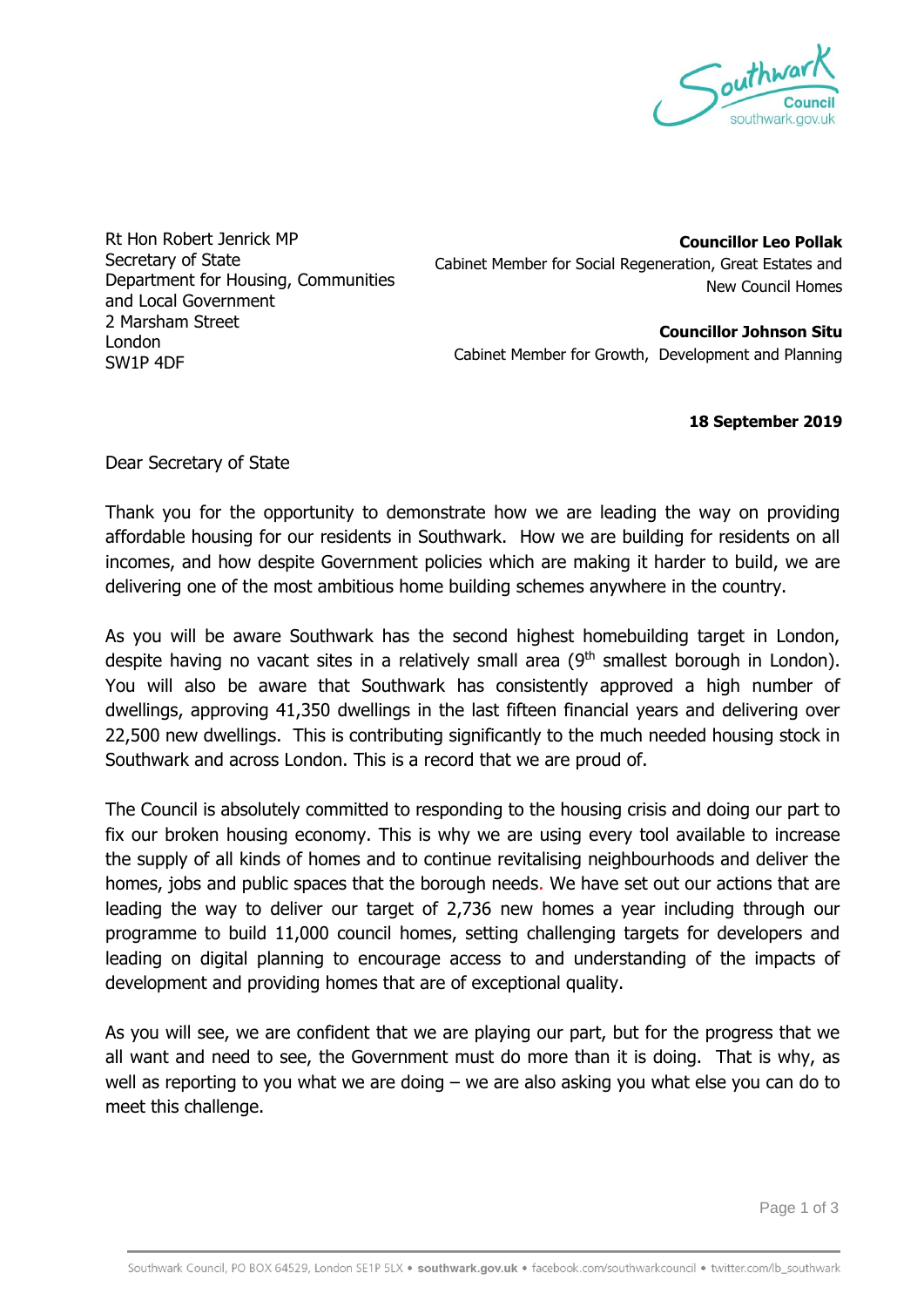Rt Hon Robert Jenrick MP
Secretary of State
Department for Housing, Communities and Local Government
2 Marsham Street
London
SW1P 4DF

**Councillor Leo Pollak**
Cabinet Member for Social Regeneration, Great Estates and New Council Homes

**Councillor Johnson Situ**
Cabinet Member for Growth, Development and Planning

**18 September 2019**

Dear Secretary of State

Thank you for the opportunity to demonstrate how we are leading the way on providing affordable housing for our residents in Southwark. How we are building for residents on all incomes, and how despite Government policies which are making it harder to build, we are delivering one of the most ambitious home building schemes anywhere in the country.

As you will be aware Southwark has the second highest homebuilding target in London, despite having no vacant sites in a relatively small area (9th smallest borough in London). You will also be aware that Southwark has consistently approved a high number of dwellings, approving 41,350 dwellings in the last fifteen financial years and delivering over 22,500 new dwellings. This is contributing significantly to the much needed housing stock in Southwark and across London. This is a record that we are proud of.

The Council is absolutely committed to responding to the housing crisis and doing our part to fix our broken housing economy. This is why we are using every tool available to increase the supply of all kinds of homes and to continue revitalising neighbourhoods and deliver the homes, jobs and public spaces that the borough needs. We have set out our actions that are leading the way to deliver our target of 2,736 new homes a year including through our programme to build 11,000 council homes, setting challenging targets for developers and leading on digital planning to encourage access to and understanding of the impacts of development and providing homes that are of exceptional quality.

As you will see, we are confident that we are playing our part, but for the progress that we all want and need to see, the Government must do more than it is doing. That is why, as well as reporting to you what we are doing – we are also asking you what else you can do to meet this challenge.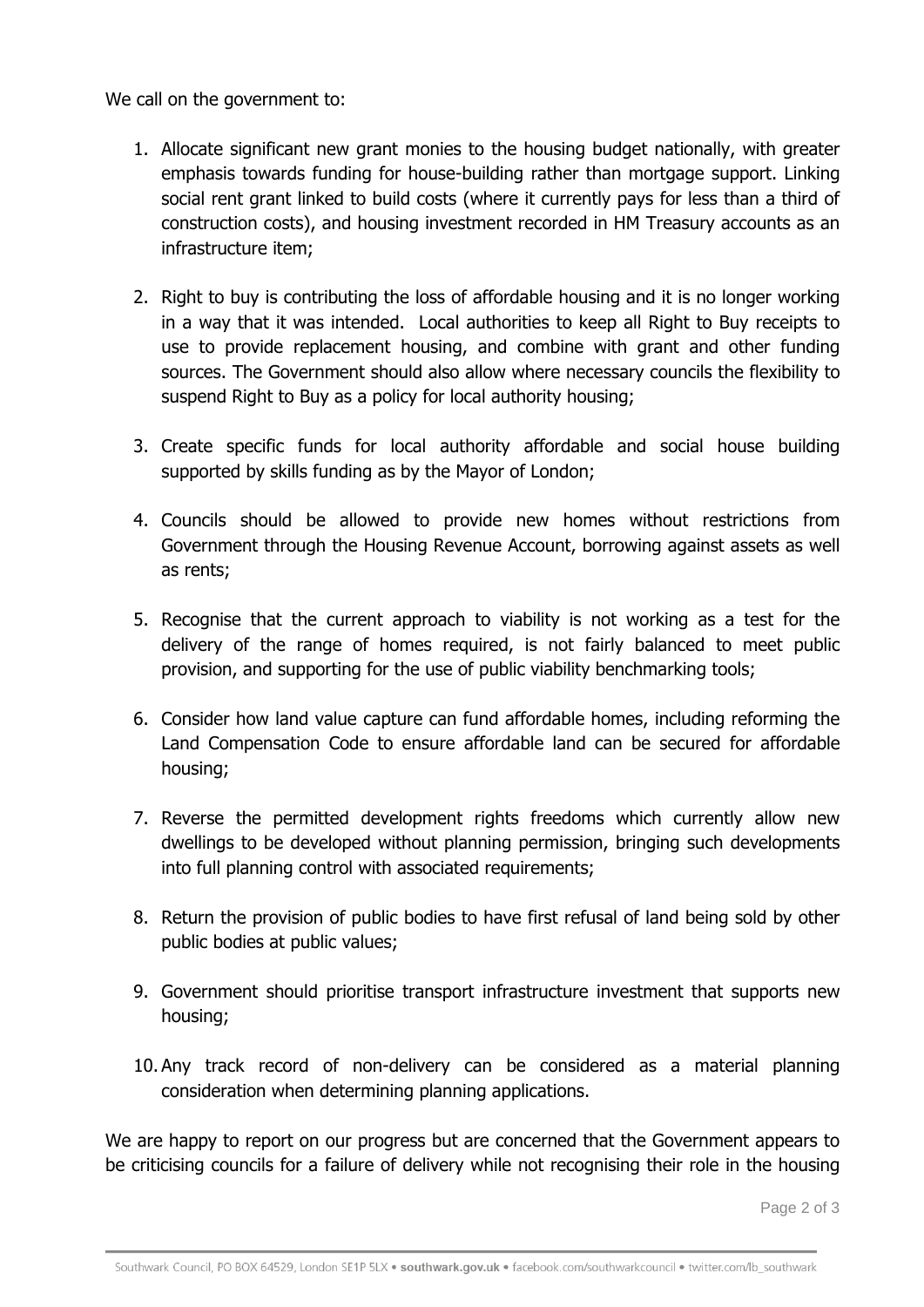We call on the government to:

1. Allocate significant new grant monies to the housing budget nationally, with greater emphasis towards funding for house-building rather than mortgage support. Linking social rent grant linked to build costs (where it currently pays for less than a third of construction costs), and housing investment recorded in HM Treasury accounts as an infrastructure item;

2. Right to buy is contributing the loss of affordable housing and it is no longer working in a way that it was intended. Local authorities to keep all Right to Buy receipts to use to provide replacement housing, and combine with grant and other funding sources. The Government should also allow where necessary councils the flexibility to suspend Right to Buy as a policy for local authority housing;

3. Create specific funds for local authority affordable and social house building supported by skills funding as by the Mayor of London;

4. Councils should be allowed to provide new homes without restrictions from Government through the Housing Revenue Account, borrowing against assets as well as rents;

5. Recognise that the current approach to viability is not working as a test for the delivery of the range of homes required, is not fairly balanced to meet public provision, and supporting for the use of public viability benchmarking tools;

6. Consider how land value capture can fund affordable homes, including reforming the Land Compensation Code to ensure affordable land can be secured for affordable housing;

7. Reverse the permitted development rights freedoms which currently allow new dwellings to be developed without planning permission, bringing such developments into full planning control with associated requirements;

8. Return the provision of public bodies to have first refusal of land being sold by other public bodies at public values;

9. Government should prioritise transport infrastructure investment that supports new housing;

10. Any track record of non-delivery can be considered as a material planning consideration when determining planning applications.

We are happy to report on our progress but are concerned that the Government appears to be criticising councils for a failure of delivery while not recognising their role in the housing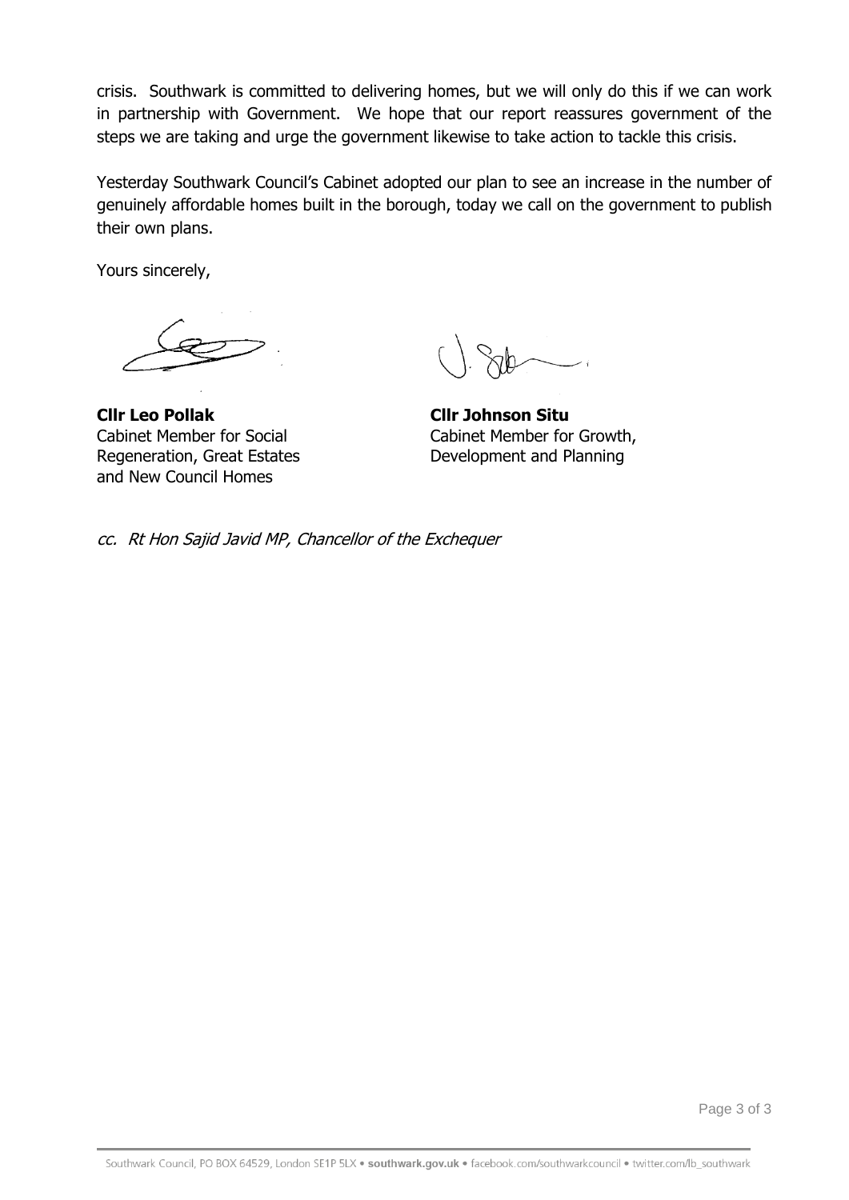crisis. Southwark is committed to delivering homes, but we will only do this if we can work in partnership with Government. We hope that our report reassures government of the steps we are taking and urge the government likewise to take action to tackle this crisis.

Yesterday Southwark Council's Cabinet adopted our plan to see an increase in the number of genuinely affordable homes built in the borough, today we call on the government to publish their own plans.

Yours sincerely,

**Cllr Leo Pollak**
Cabinet Member for Social Regeneration, Great Estates and New Council Homes

**Cllr Johnson Situ**
Cabinet Member for Growth, Development and Planning

*cc. Rt Hon Sajid Javid MP, Chancellor of the Exchequer*